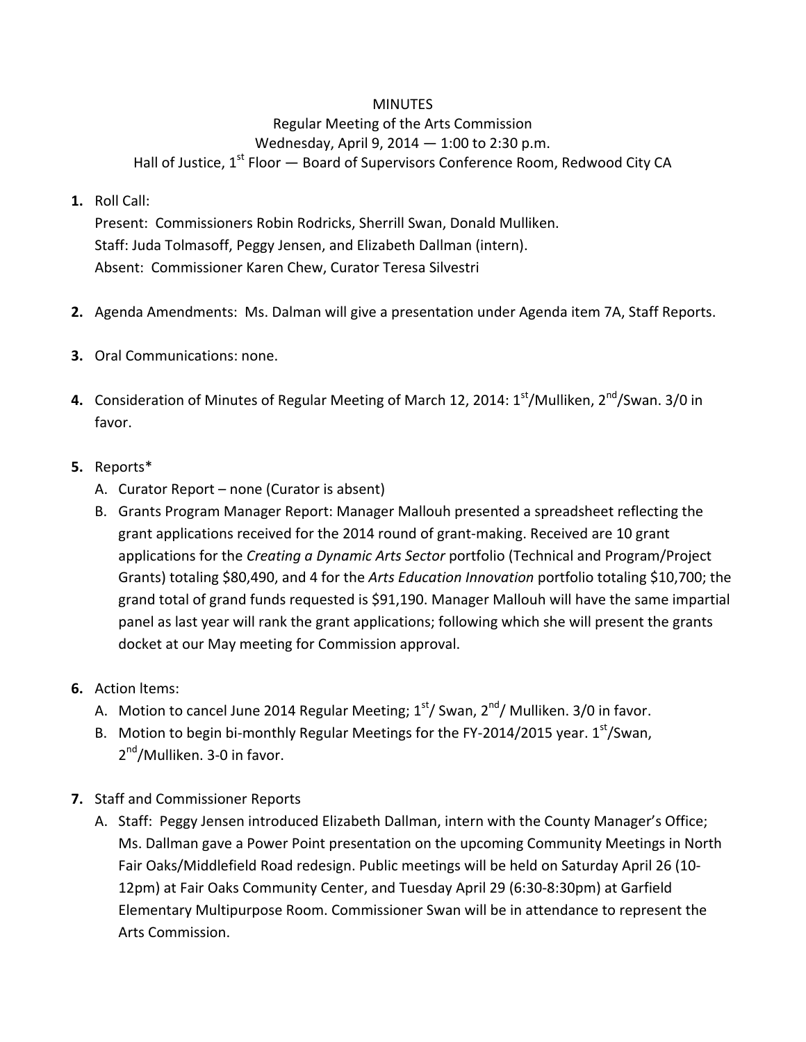MINUTES

Regular Meeting of the Arts Commission

Wednesday, April 9, 2014 — 1:00 to 2:30 p.m.

Hall of Justice, 1st Floor — Board of Supervisors Conference Room, Redwood City CA

1. Roll Call:
   Present: Commissioners Robin Rodricks, Sherrill Swan, Donald Mulliken.
   Staff: Juda Tolmasoff, Peggy Jensen, and Elizabeth Dallman (intern).
   Absent: Commissioner Karen Chew, Curator Teresa Silvestri

2. Agenda Amendments: Ms. Dalman will give a presentation under Agenda item 7A, Staff Reports.

3. Oral Communications: none.

4. Consideration of Minutes of Regular Meeting of March 12, 2014: 1st/Mulliken, 2nd/Swan. 3/0 in favor.

5. Reports*
   A. Curator Report – none (Curator is absent)
   B. Grants Program Manager Report: Manager Mallouh presented a spreadsheet reflecting the grant applications received for the 2014 round of grant-making. Received are 10 grant applications for the *Creating a Dynamic Arts Sector* portfolio (Technical and Program/Project Grants) totaling $80,490, and 4 for the *Arts Education Innovation* portfolio totaling $10,700; the grand total of grand funds requested is $91,190. Manager Mallouh will have the same impartial panel as last year will rank the grant applications; following which she will present the grants docket at our May meeting for Commission approval.

6. Action Items:
   A. Motion to cancel June 2014 Regular Meeting; 1st/ Swan, 2nd/ Mulliken. 3/0 in favor.
   B. Motion to begin bi-monthly Regular Meetings for the FY-2014/2015 year. 1st/Swan, 2nd/Mulliken. 3-0 in favor.

7. Staff and Commissioner Reports
   A. Staff: Peggy Jensen introduced Elizabeth Dallman, intern with the County Manager's Office; Ms. Dallman gave a Power Point presentation on the upcoming Community Meetings in North Fair Oaks/Middlefield Road redesign. Public meetings will be held on Saturday April 26 (10-12pm) at Fair Oaks Community Center, and Tuesday April 29 (6:30-8:30pm) at Garfield Elementary Multipurpose Room. Commissioner Swan will be in attendance to represent the Arts Commission.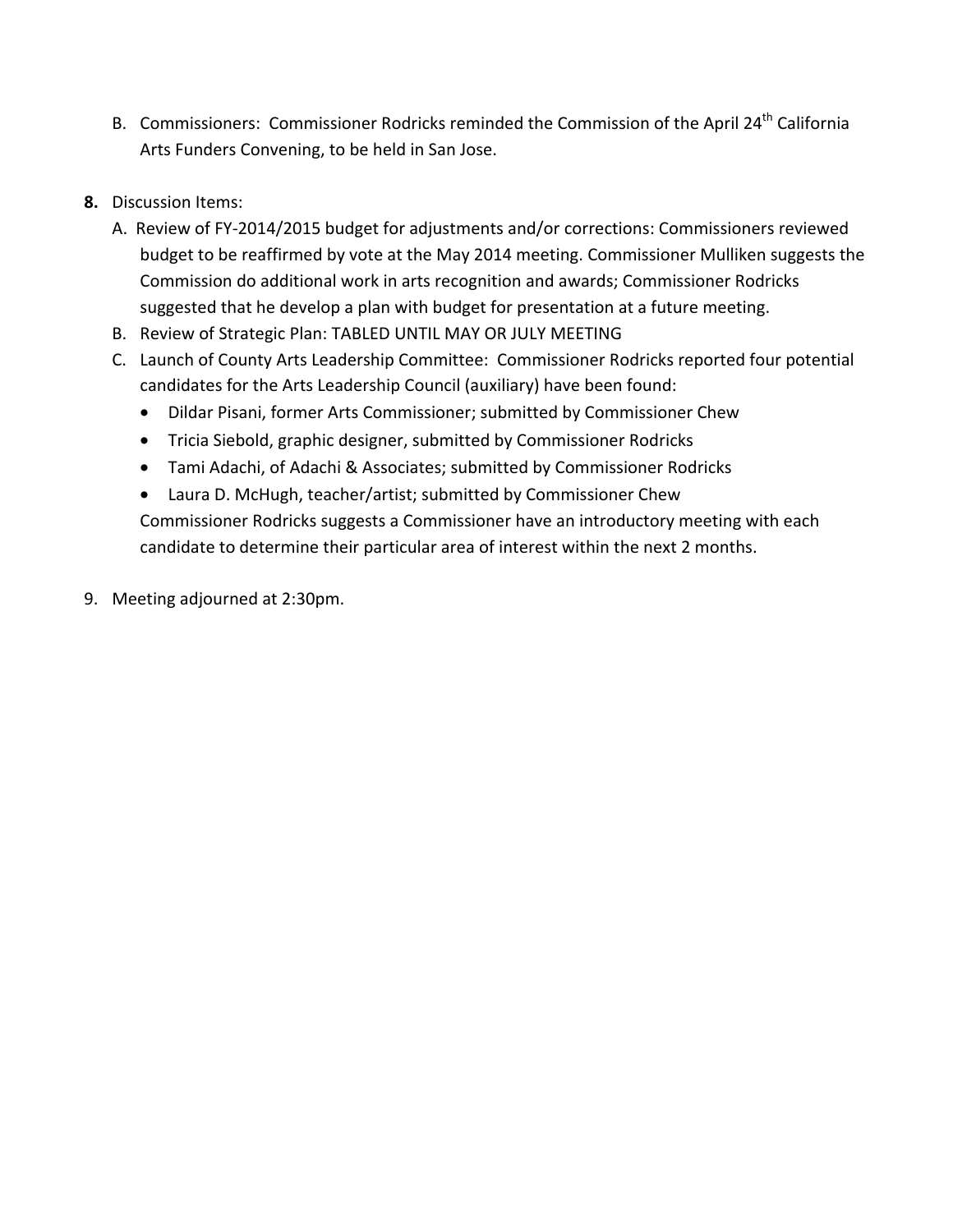B. Commissioners: Commissioner Rodricks reminded the Commission of the April 24th California Arts Funders Convening, to be held in San Jose.

**8.** Discussion Items:

A. Review of FY-2014/2015 budget for adjustments and/or corrections: Commissioners reviewed budget to be reaffirmed by vote at the May 2014 meeting. Commissioner Mulliken suggests the Commission do additional work in arts recognition and awards; Commissioner Rodricks suggested that he develop a plan with budget for presentation at a future meeting.

B. Review of Strategic Plan: TABLED UNTIL MAY OR JULY MEETING

C. Launch of County Arts Leadership Committee: Commissioner Rodricks reported four potential candidates for the Arts Leadership Council (auxiliary) have been found:

- Dildar Pisani, former Arts Commissioner; submitted by Commissioner Chew
- Tricia Siebold, graphic designer, submitted by Commissioner Rodricks
- Tami Adachi, of Adachi & Associates; submitted by Commissioner Rodricks
- Laura D. McHugh, teacher/artist; submitted by Commissioner Chew

Commissioner Rodricks suggests a Commissioner have an introductory meeting with each candidate to determine their particular area of interest within the next 2 months.

9. Meeting adjourned at 2:30pm.